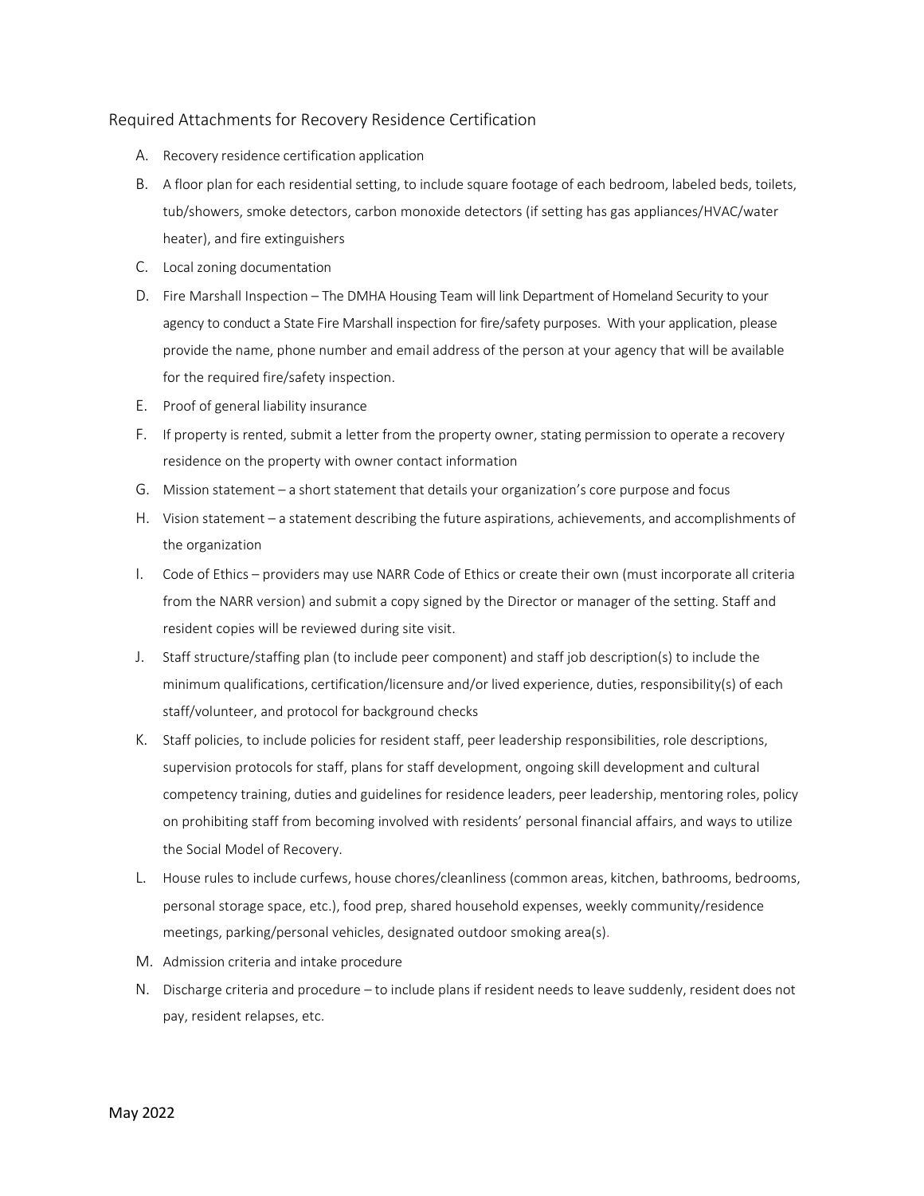## Required Attachments for Recovery Residence Certification

A. Recovery residence certification application

B. A floor plan for each residential setting, to include square footage of each bedroom, labeled beds, toilets, tub/showers, smoke detectors, carbon monoxide detectors (if setting has gas appliances/HVAC/water heater), and fire extinguishers

C. Local zoning documentation

D. Fire Marshall Inspection – The DMHA Housing Team will link Department of Homeland Security to your agency to conduct a State Fire Marshall inspection for fire/safety purposes. With your application, please provide the name, phone number and email address of the person at your agency that will be available for the required fire/safety inspection.

E. Proof of general liability insurance

F. If property is rented, submit a letter from the property owner, stating permission to operate a recovery residence on the property with owner contact information

G. Mission statement – a short statement that details your organization's core purpose and focus

H. Vision statement – a statement describing the future aspirations, achievements, and accomplishments of the organization

I. Code of Ethics – providers may use NARR Code of Ethics or create their own (must incorporate all criteria from the NARR version) and submit a copy signed by the Director or manager of the setting. Staff and resident copies will be reviewed during site visit.

J. Staff structure/staffing plan (to include peer component) and staff job description(s) to include the minimum qualifications, certification/licensure and/or lived experience, duties, responsibility(s) of each staff/volunteer, and protocol for background checks

K. Staff policies, to include policies for resident staff, peer leadership responsibilities, role descriptions, supervision protocols for staff, plans for staff development, ongoing skill development and cultural competency training, duties and guidelines for residence leaders, peer leadership, mentoring roles, policy on prohibiting staff from becoming involved with residents' personal financial affairs, and ways to utilize the Social Model of Recovery.

L. House rules to include curfews, house chores/cleanliness (common areas, kitchen, bathrooms, bedrooms, personal storage space, etc.), food prep, shared household expenses, weekly community/residence meetings, parking/personal vehicles, designated outdoor smoking area(s).

M. Admission criteria and intake procedure

N. Discharge criteria and procedure – to include plans if resident needs to leave suddenly, resident does not pay, resident relapses, etc.

May 2022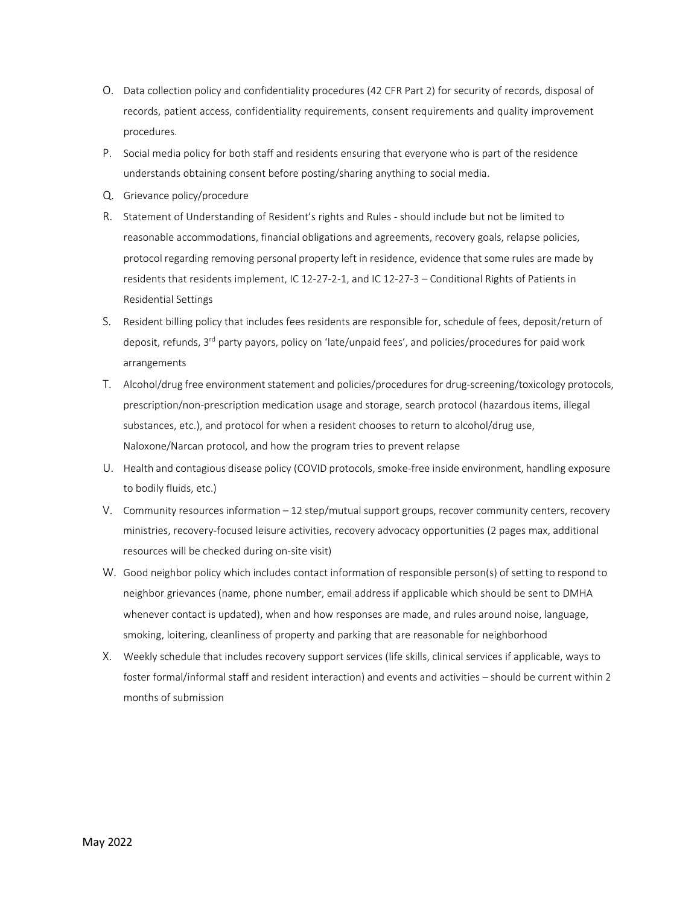O. Data collection policy and confidentiality procedures (42 CFR Part 2) for security of records, disposal of records, patient access, confidentiality requirements, consent requirements and quality improvement procedures.

P. Social media policy for both staff and residents ensuring that everyone who is part of the residence understands obtaining consent before posting/sharing anything to social media.

Q. Grievance policy/procedure

R. Statement of Understanding of Resident's rights and Rules - should include but not be limited to reasonable accommodations, financial obligations and agreements, recovery goals, relapse policies, protocol regarding removing personal property left in residence, evidence that some rules are made by residents that residents implement, IC 12-27-2-1, and IC 12-27-3 – Conditional Rights of Patients in Residential Settings

S. Resident billing policy that includes fees residents are responsible for, schedule of fees, deposit/return of deposit, refunds, 3rd party payors, policy on 'late/unpaid fees', and policies/procedures for paid work arrangements

T. Alcohol/drug free environment statement and policies/procedures for drug-screening/toxicology protocols, prescription/non-prescription medication usage and storage, search protocol (hazardous items, illegal substances, etc.), and protocol for when a resident chooses to return to alcohol/drug use, Naloxone/Narcan protocol, and how the program tries to prevent relapse

U. Health and contagious disease policy (COVID protocols, smoke-free inside environment, handling exposure to bodily fluids, etc.)

V. Community resources information – 12 step/mutual support groups, recover community centers, recovery ministries, recovery-focused leisure activities, recovery advocacy opportunities (2 pages max, additional resources will be checked during on-site visit)

W. Good neighbor policy which includes contact information of responsible person(s) of setting to respond to neighbor grievances (name, phone number, email address if applicable which should be sent to DMHA whenever contact is updated), when and how responses are made, and rules around noise, language, smoking, loitering, cleanliness of property and parking that are reasonable for neighborhood

X. Weekly schedule that includes recovery support services (life skills, clinical services if applicable, ways to foster formal/informal staff and resident interaction) and events and activities – should be current within 2 months of submission